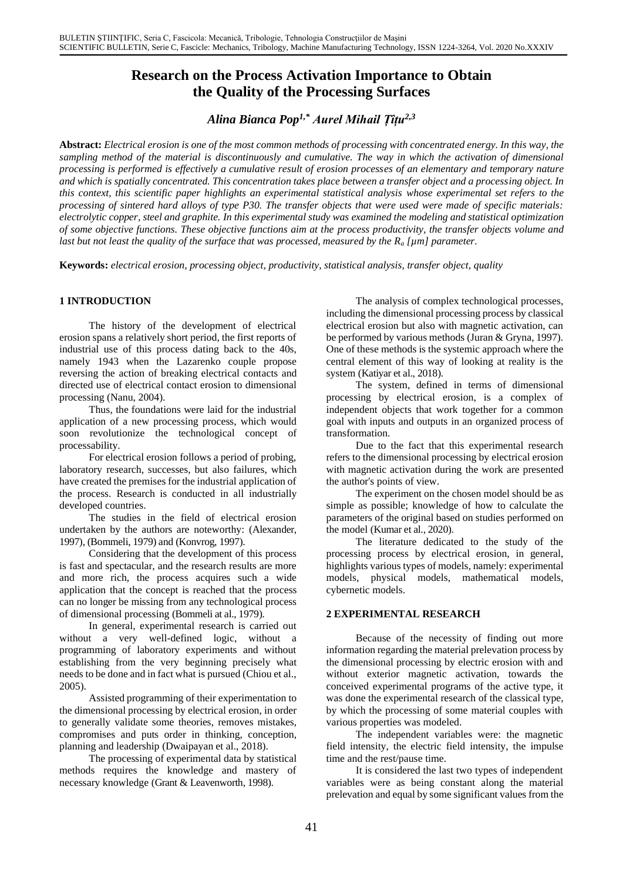# Research on the Process Activation Importance to Obtain the Quality of the Processing Surfaces

***Alina Bianca Pop[1,*] Aurel Mihail Țîțu[2,3]***

**Abstract:** *Electrical erosion is one of the most common methods of processing with concentrated energy. In this way, the sampling method of the material is discontinuously and cumulative. The way in which the activation of dimensional processing is performed is effectively a cumulative result of erosion processes of an elementary and temporary nature and which is spatially concentrated. This concentration takes place between a transfer object and a processing object. In this context, this scientific paper highlights an experimental statistical analysis whose experimental set refers to the processing of sintered hard alloys of type P30. The transfer objects that were used were made of specific materials: electrolytic copper, steel and graphite. In this experimental study was examined the modeling and statistical optimization of some objective functions. These objective functions aim at the process productivity, the transfer objects volume and last but not least the quality of the surface that was processed, measured by the $R_a$ [μm] parameter.*

**Keywords:** *electrical erosion, processing object, productivity, statistical analysis, transfer object, quality*

## 1 INTRODUCTION

The history of the development of electrical erosion spans a relatively short period, the first reports of industrial use of this process dating back to the 40s, namely 1943 when the Lazarenko couple propose reversing the action of breaking electrical contacts and directed use of electrical contact erosion to dimensional processing (Nanu, 2004).

Thus, the foundations were laid for the industrial application of a new processing process, which would soon revolutionize the technological concept of processability.

For electrical erosion follows a period of probing, laboratory research, successes, but also failures, which have created the premises for the industrial application of the process. Research is conducted in all industrially developed countries.

The studies in the field of electrical erosion undertaken by the authors are noteworthy: (Alexander, 1997), (Bommeli, 1979) and (Konvrog, 1997).

Considering that the development of this process is fast and spectacular, and the research results are more and more rich, the process acquires such a wide application that the concept is reached that the process can no longer be missing from any technological process of dimensional processing (Bommeli at al., 1979).

In general, experimental research is carried out without a very well-defined logic, without a programming of laboratory experiments and without establishing from the very beginning precisely what needs to be done and in fact what is pursued (Chiou et al., 2005).

Assisted programming of their experimentation to the dimensional processing by electrical erosion, in order to generally validate some theories, removes mistakes, compromises and puts order in thinking, conception, planning and leadership (Dwaipayan et al., 2018).

The processing of experimental data by statistical methods requires the knowledge and mastery of necessary knowledge (Grant & Leavenworth, 1998).

The analysis of complex technological processes, including the dimensional processing process by classical electrical erosion but also with magnetic activation, can be performed by various methods (Juran & Gryna, 1997). One of these methods is the systemic approach where the central element of this way of looking at reality is the system (Katiyar et al., 2018).

The system, defined in terms of dimensional processing by electrical erosion, is a complex of independent objects that work together for a common goal with inputs and outputs in an organized process of transformation.

Due to the fact that this experimental research refers to the dimensional processing by electrical erosion with magnetic activation during the work are presented the author's points of view.

The experiment on the chosen model should be as simple as possible; knowledge of how to calculate the parameters of the original based on studies performed on the model (Kumar et al., 2020).

The literature dedicated to the study of the processing process by electrical erosion, in general, highlights various types of models, namely: experimental models, physical models, mathematical models, cybernetic models.

## 2 EXPERIMENTAL RESEARCH

Because of the necessity of finding out more information regarding the material prelevation process by the dimensional processing by electric erosion with and without exterior magnetic activation, towards the conceived experimental programs of the active type, it was done the experimental research of the classical type, by which the processing of some material couples with various properties was modeled.

The independent variables were: the magnetic field intensity, the electric field intensity, the impulse time and the rest/pause time.

It is considered the last two types of independent variables were as being constant along the material prelevation and equal by some significant values from the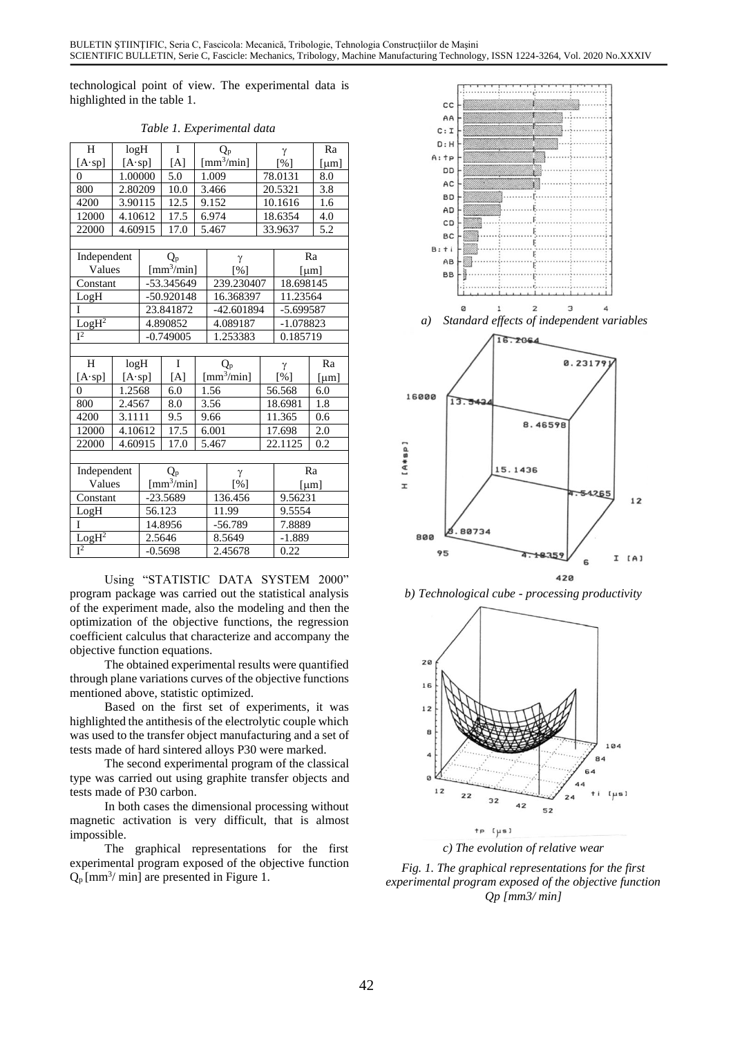technological point of view. The experimental data is highlighted in the table 1.

*Table 1. Experimental data*

| H [A·sp] | logH [A·sp] | I [A] | $Q_p$ [mm³/min] | γ [%] | Ra [μm] |
|---|---|---|---|---|---|
| 0 | 1.00000 | 5.0 | 1.009 | 78.0131 | 8.0 |
| 800 | 2.80209 | 10.0 | 3.466 | 20.5321 | 3.8 |
| 4200 | 3.90115 | 12.5 | 9.152 | 10.1616 | 1.6 |
| 12000 | 4.10612 | 17.5 | 6.974 | 18.6354 | 4.0 |
| 22000 | 4.60915 | 17.0 | 5.467 | 33.9637 | 5.2 |

| Independent Values | $Q_p$ [mm³/min] | γ [%] | Ra [μm] |
|---|---|---|---|
| Constant | -53.345649 | 239.230407 | 18.698145 |
| LogH | -50.920148 | 16.368397 | 11.23564 |
| I | 23.841872 | -42.601894 | -5.699587 |
| $LogH^2$ | 4.890852 | 4.089187 | -1.078823 |
| $I^2$ | -0.749005 | 1.253383 | 0.185719 |

| H [A·sp] | logH [A·sp] | I [A] | $Q_p$ [mm³/min] | γ [%] | Ra [μm] |
|---|---|---|---|---|---|
| 0 | 1.2568 | 6.0 | 1.56 | 56.568 | 6.0 |
| 800 | 2.4567 | 8.0 | 3.56 | 18.6981 | 1.8 |
| 4200 | 3.1111 | 9.5 | 9.66 | 11.365 | 0.6 |
| 12000 | 4.10612 | 17.5 | 6.001 | 17.698 | 2.0 |
| 22000 | 4.60915 | 17.0 | 5.467 | 22.1125 | 0.2 |

| Independent Values | $Q_p$ [mm³/min] | γ [%] | Ra [μm] |
|---|---|---|---|
| Constant | -23.5689 | 136.456 | 9.56231 |
| LogH | 56.123 | 11.99 | 9.5554 |
| I | 14.8956 | -56.789 | 7.8889 |
| $LogH^2$ | 2.5646 | 8.5649 | -1.889 |
| $I^2$ | -0.5698 | 2.45678 | 0.22 |

Using "STATISTIC DATA SYSTEM 2000" program package was carried out the statistical analysis of the experiment made, also the modeling and then the optimization of the objective functions, the regression coefficient calculus that characterize and accompany the objective function equations.

The obtained experimental results were quantified through plane variations curves of the objective functions mentioned above, statistic optimized.

Based on the first set of experiments, it was highlighted the antithesis of the electrolytic couple which was used to the transfer object manufacturing and a set of tests made of hard sintered alloys P30 were marked.

The second experimental program of the classical type was carried out using graphite transfer objects and tests made of P30 carbon.

In both cases the dimensional processing without magnetic activation is very difficult, that is almost impossible.

The graphical representations for the first experimental program exposed of the objective function $Q_p$ [mm³/ min] are presented in Figure 1.

*a) Standard effects of independent variables*

*b) Technological cube - processing productivity*

*c) The evolution of relative wear*

*Fig. 1. The graphical representations for the first experimental program exposed of the objective function Qp [mm3/ min]*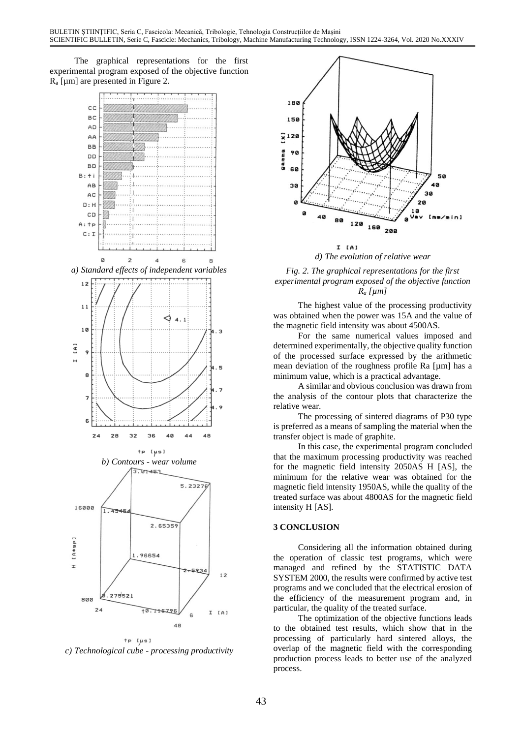The graphical representations for the first experimental program exposed of the objective function $R_a$ [µm] are presented in Figure 2.

*a) Standard effects of independent variables*

*b) Contours - wear volume*

*c) Technological cube - processing productivity*

*d) The evolution of relative wear*

*Fig. 2. The graphical representations for the first experimental program exposed of the objective function $R_a$ [µm]*

The highest value of the processing productivity was obtained when the power was 15A and the value of the magnetic field intensity was about 4500AS.

For the same numerical values imposed and determined experimentally, the objective quality function of the processed surface expressed by the arithmetic mean deviation of the roughness profile Ra [µm] has a minimum value, which is a practical advantage.

A similar and obvious conclusion was drawn from the analysis of the contour plots that characterize the relative wear.

The processing of sintered diagrams of P30 type is preferred as a means of sampling the material when the transfer object is made of graphite.

In this case, the experimental program concluded that the maximum processing productivity was reached for the magnetic field intensity 2050AS H [AS], the minimum for the relative wear was obtained for the magnetic field intensity 1950AS, while the quality of the treated surface was about 4800AS for the magnetic field intensity H [AS].

## 3 CONCLUSION

Considering all the information obtained during the operation of classic test programs, which were managed and refined by the STATISTIC DATA SYSTEM 2000, the results were confirmed by active test programs and we concluded that the electrical erosion of the efficiency of the measurement program and, in particular, the quality of the treated surface.

The optimization of the objective functions leads to the obtained test results, which show that in the processing of particularly hard sintered alloys, the overlap of the magnetic field with the corresponding production process leads to better use of the analyzed process.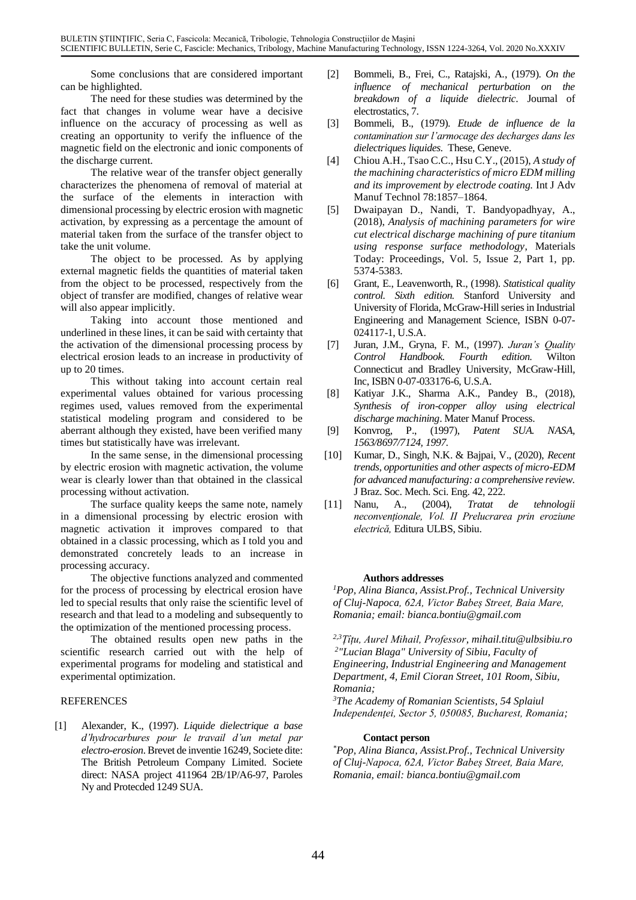Some conclusions that are considered important can be highlighted.

The need for these studies was determined by the fact that changes in volume wear have a decisive influence on the accuracy of processing as well as creating an opportunity to verify the influence of the magnetic field on the electronic and ionic components of the discharge current.

The relative wear of the transfer object generally characterizes the phenomena of removal of material at the surface of the elements in interaction with dimensional processing by electric erosion with magnetic activation, by expressing as a percentage the amount of material taken from the surface of the transfer object to take the unit volume.

The object to be processed. As by applying external magnetic fields the quantities of material taken from the object to be processed, respectively from the object of transfer are modified, changes of relative wear will also appear implicitly.

Taking into account those mentioned and underlined in these lines, it can be said with certainty that the activation of the dimensional processing process by electrical erosion leads to an increase in productivity of up to 20 times.

This without taking into account certain real experimental values obtained for various processing regimes used, values removed from the experimental statistical modeling program and considered to be aberrant although they existed, have been verified many times but statistically have was irrelevant.

In the same sense, in the dimensional processing by electric erosion with magnetic activation, the volume wear is clearly lower than that obtained in the classical processing without activation.

The surface quality keeps the same note, namely in a dimensional processing by electric erosion with magnetic activation it improves compared to that obtained in a classic processing, which as I told you and demonstrated concretely leads to an increase in processing accuracy.

The objective functions analyzed and commented for the process of processing by electrical erosion have led to special results that only raise the scientific level of research and that lead to a modeling and subsequently to the optimization of the mentioned processing process.

The obtained results open new paths in the scientific research carried out with the help of experimental programs for modeling and statistical and experimental optimization.

## REFERENCES

[1] Alexander, K., (1997). *Liquide dielectrique a base d'hydrocarbures pour le travail d'un metal par electro-erosion.* Brevet de inventie 16249, Societe dite: The British Petroleum Company Limited. Societe direct: NASA project 411964 2B/1P/A6-97, Paroles Ny and Protecded 1249 SUA.

[2] Bommeli, B., Frei, C., Ratajski, A., (1979). *On the influence of mechanical perturbation on the breakdown of a liquide dielectric*. Journal of electrostatics, 7.

[3] Bommeli, B., (1979). *Etude de influence de la contamination sur l'armocage des decharges dans les dielectriques liquides.* These, Geneve.

[4] Chiou A.H., Tsao C.C., Hsu C.Y., (2015), *A study of the machining characteristics of micro EDM milling and its improvement by electrode coating.* Int J Adv Manuf Technol 78:1857–1864.

[5] Dwaipayan D., Nandi, T. Bandyopadhyay, A., (2018), *Analysis of machining parameters for wire cut electrical discharge machining of pure titanium using response surface methodology*, Materials Today: Proceedings, Vol. 5, Issue 2, Part 1, pp. 5374-5383.

[6] Grant, E., Leavenworth, R., (1998). *Statistical quality control. Sixth edition.* Stanford University and University of Florida, McGraw-Hill series in Industrial Engineering and Management Science, ISBN 0-07-024117-1, U.S.A.

[7] Juran, J.M., Gryna, F. M., (1997). *Juran's Quality Control Handbook. Fourth edition.* Wilton Connecticut and Bradley University, McGraw-Hill, Inc, ISBN 0-07-033176-6, U.S.A.

[8] Katiyar J.K., Sharma A.K., Pandey B., (2018), *Synthesis of iron-copper alloy using electrical discharge machining*. Mater Manuf Process.

[9] Konvrog, P., (1997), *Patent SUA. NASA, 1563/8697/7124, 1997.*

[10] Kumar, D., Singh, N.K. & Bajpai, V., (2020), *Recent trends, opportunities and other aspects of micro-EDM for advanced manufacturing: a comprehensive review.* J Braz. Soc. Mech. Sci. Eng. 42, 222.

[11] Nanu, A., (2004), *Tratat de tehnologii neconvenționale, Vol. II Prelucrarea prin eroziune electrică,* Editura ULBS, Sibiu.

**Authors addresses**

[1]*Pop, Alina Bianca, Assist.Prof., Technical University of Cluj-Napoca, 62A, Victor Babeș Street, Baia Mare, Romania; email: bianca.bontiu@gmail.com*

[2,3]*Tițu, Aurel Mihail, Professor, mihail.titu@ulbsibiu.ro*
[2]*"Lucian Blaga" University of Sibiu, Faculty of Engineering, Industrial Engineering and Management Department, 4, Emil Cioran Street, 101 Room, Sibiu, Romania;*
[3]*The Academy of Romanian Scientists, 54 Splaiul Independenței, Sector 5, 050085, Bucharest, Romania;*

**Contact person**

[*]*Pop, Alina Bianca, Assist.Prof., Technical University of Cluj-Napoca, 62A, Victor Babeș Street, Baia Mare, Romania, email: bianca.bontiu@gmail.com*